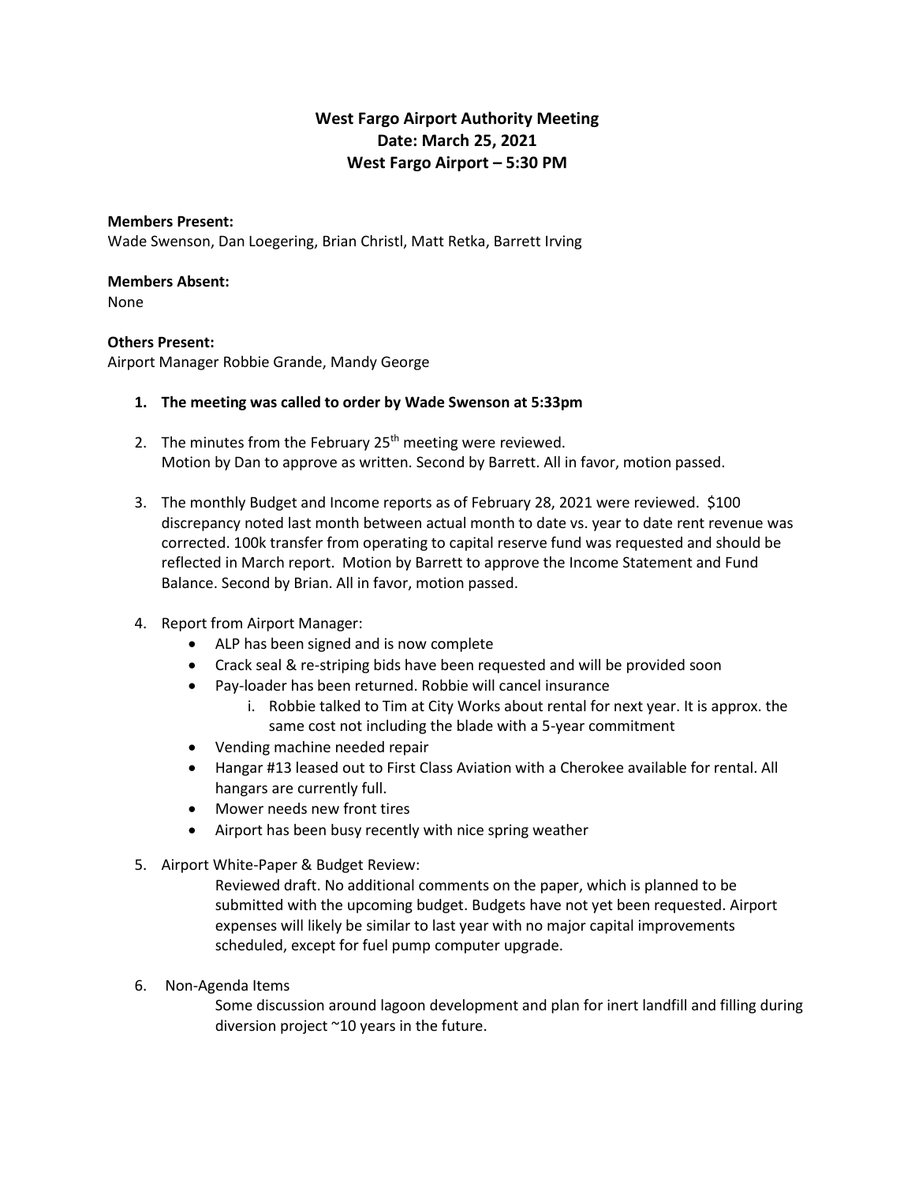# West Fargo Airport Authority Meeting
## Date: March 25, 2021
## West Fargo Airport – 5:30 PM

**Members Present:**
Wade Swenson, Dan Loegering, Brian Christl, Matt Retka, Barrett Irving

**Members Absent:**
None

**Others Present:**
Airport Manager Robbie Grande, Mandy George

1. **The meeting was called to order by Wade Swenson at 5:33pm**

2. The minutes from the February 25th meeting were reviewed.
   Motion by Dan to approve as written. Second by Barrett. All in favor, motion passed.

3. The monthly Budget and Income reports as of February 28, 2021 were reviewed. $100 discrepancy noted last month between actual month to date vs. year to date rent revenue was corrected. 100k transfer from operating to capital reserve fund was requested and should be reflected in March report. Motion by Barrett to approve the Income Statement and Fund Balance. Second by Brian. All in favor, motion passed.

4. Report from Airport Manager:
   - ALP has been signed and is now complete
   - Crack seal & re-striping bids have been requested and will be provided soon
   - Pay-loader has been returned. Robbie will cancel insurance
     i. Robbie talked to Tim at City Works about rental for next year. It is approx. the same cost not including the blade with a 5-year commitment
   - Vending machine needed repair
   - Hangar #13 leased out to First Class Aviation with a Cherokee available for rental. All hangars are currently full.
   - Mower needs new front tires
   - Airport has been busy recently with nice spring weather

5. Airport White-Paper & Budget Review:
   Reviewed draft. No additional comments on the paper, which is planned to be submitted with the upcoming budget. Budgets have not yet been requested. Airport expenses will likely be similar to last year with no major capital improvements scheduled, except for fuel pump computer upgrade.

6. Non-Agenda Items
   Some discussion around lagoon development and plan for inert landfill and filling during diversion project ~10 years in the future.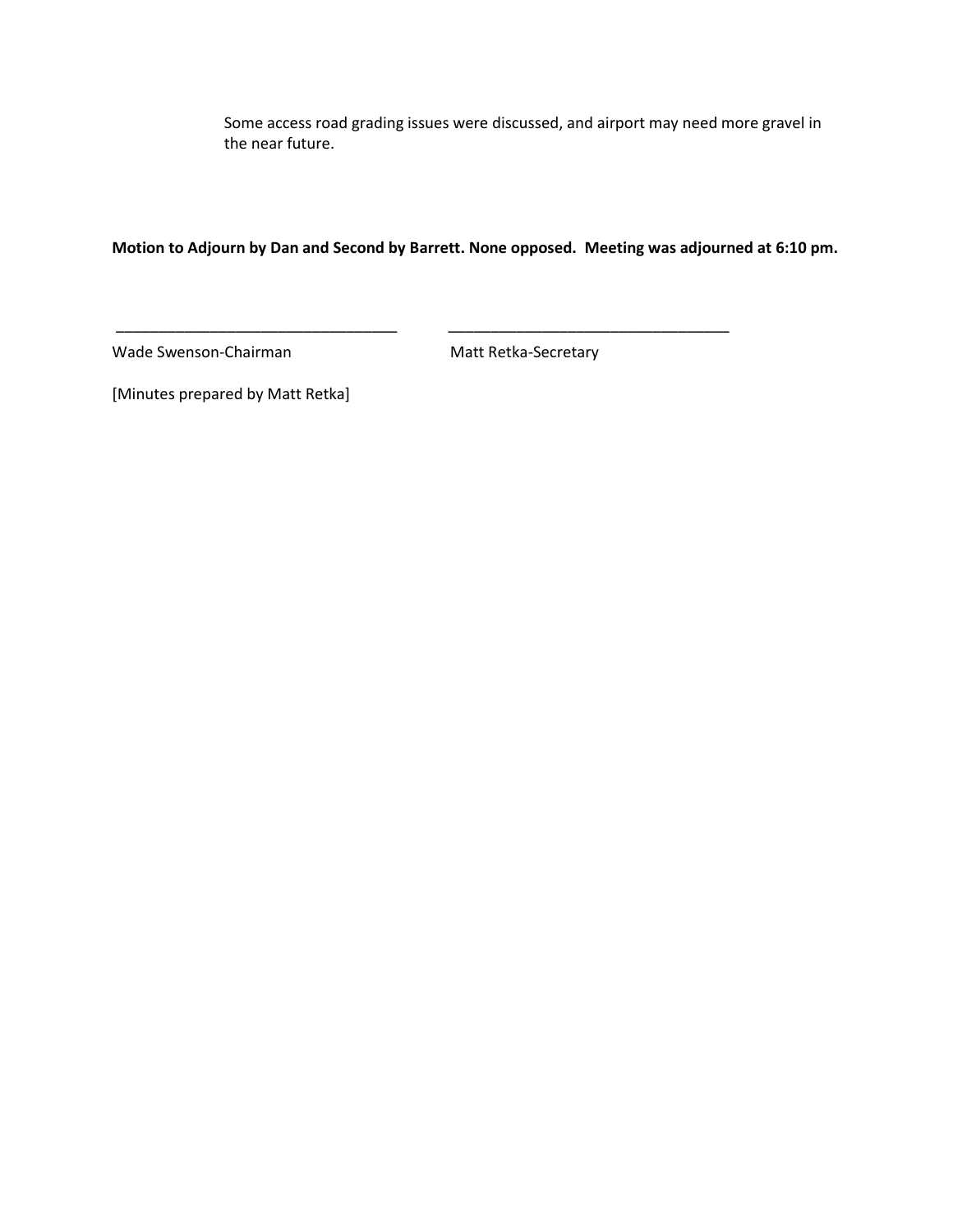Some access road grading issues were discussed, and airport may need more gravel in the near future.

**Motion to Adjourn by Dan and Second by Barrett. None opposed. Meeting was adjourned at 6:10 pm.**

\_\_\_\_\_\_\_\_\_\_\_\_\_\_\_\_\_\_\_\_\_\_\_\_\_\_\_\_\_\_\_\_ \_\_\_\_\_\_\_\_\_\_\_\_\_\_\_\_\_\_\_\_\_\_\_\_\_\_\_\_\_\_\_\_

Wade Swenson-Chairman Matt Retka-Secretary

[Minutes prepared by Matt Retka]